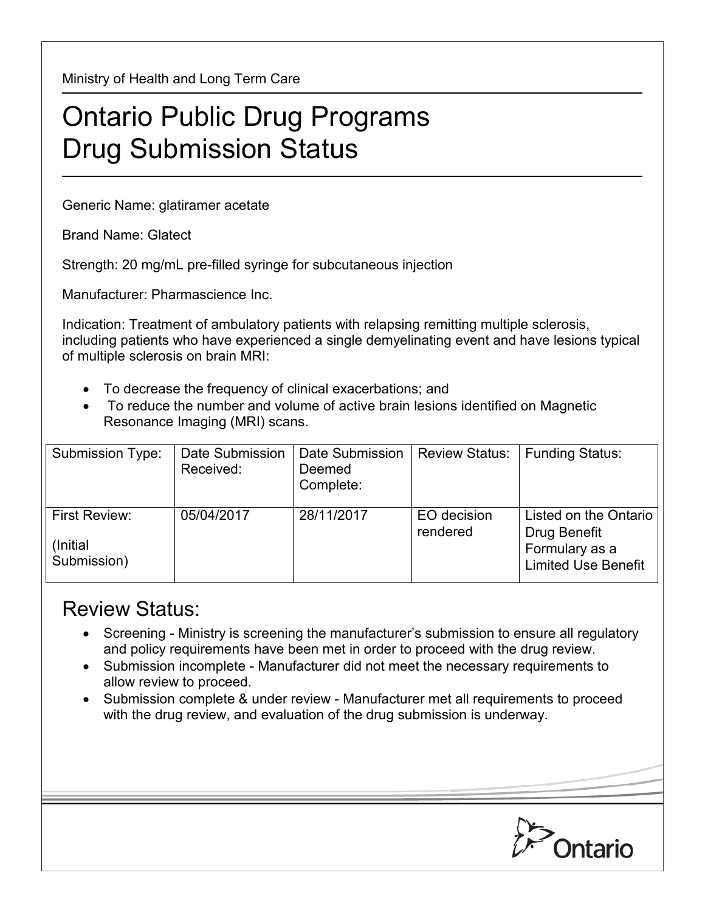Ministry of Health and Long Term Care

# Ontario Public Drug Programs
# Drug Submission Status

Generic Name: glatiramer acetate

Brand Name: Glatect

Strength: 20 mg/mL pre-filled syringe for subcutaneous injection

Manufacturer: Pharmascience Inc.

Indication: Treatment of ambulatory patients with relapsing remitting multiple sclerosis, including patients who have experienced a single demyelinating event and have lesions typical of multiple sclerosis on brain MRI:

- To decrease the frequency of clinical exacerbations; and
- To reduce the number and volume of active brain lesions identified on Magnetic Resonance Imaging (MRI) scans.

| Submission Type: | Date Submission Received: | Date Submission Deemed Complete: | Review Status: | Funding Status: |
|---|---|---|---|---|
| First Review: (Initial Submission) | 05/04/2017 | 28/11/2017 | EO decision rendered | Listed on the Ontario Drug Benefit Formulary as a Limited Use Benefit |

## Review Status:

- Screening - Ministry is screening the manufacturer's submission to ensure all regulatory and policy requirements have been met in order to proceed with the drug review.
- Submission incomplete - Manufacturer did not meet the necessary requirements to allow review to proceed.
- Submission complete & under review - Manufacturer met all requirements to proceed with the drug review, and evaluation of the drug submission is underway.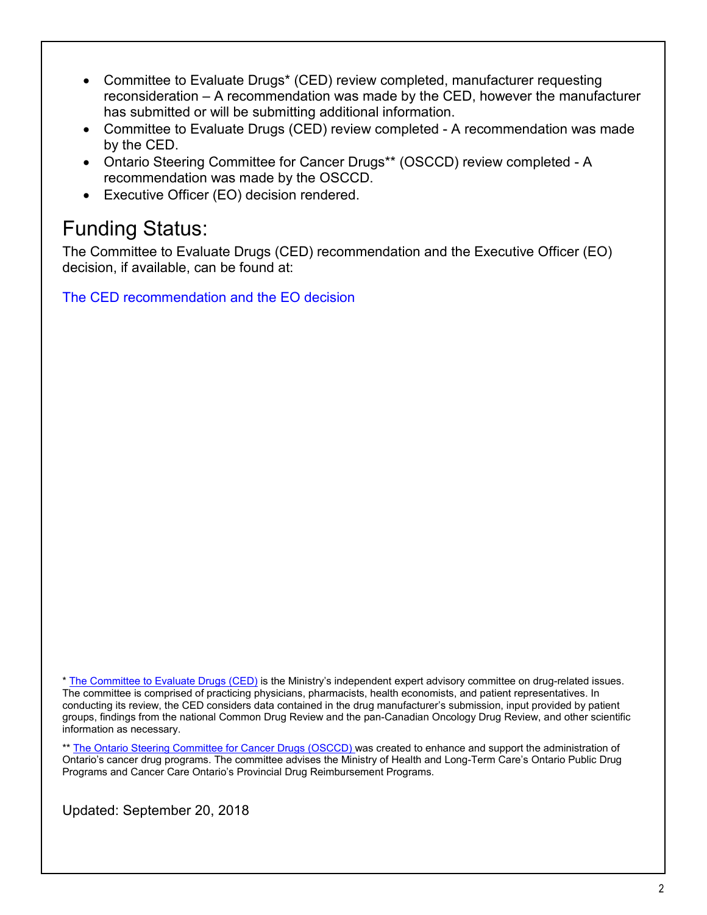- Committee to Evaluate Drugs* (CED) review completed, manufacturer requesting reconsideration – A recommendation was made by the CED, however the manufacturer has submitted or will be submitting additional information.
- Committee to Evaluate Drugs (CED) review completed - A recommendation was made by the CED.
- Ontario Steering Committee for Cancer Drugs** (OSCCD) review completed - A recommendation was made by the OSCCD.
- Executive Officer (EO) decision rendered.

## Funding Status:

The Committee to Evaluate Drugs (CED) recommendation and the Executive Officer (EO) decision, if available, can be found at:

The CED recommendation and the EO decision

* The Committee to Evaluate Drugs (CED) is the Ministry's independent expert advisory committee on drug-related issues. The committee is comprised of practicing physicians, pharmacists, health economists, and patient representatives. In conducting its review, the CED considers data contained in the drug manufacturer's submission, input provided by patient groups, findings from the national Common Drug Review and the pan-Canadian Oncology Drug Review, and other scientific information as necessary.

** The Ontario Steering Committee for Cancer Drugs (OSCCD) was created to enhance and support the administration of Ontario's cancer drug programs. The committee advises the Ministry of Health and Long-Term Care's Ontario Public Drug Programs and Cancer Care Ontario's Provincial Drug Reimbursement Programs.

Updated: September 20, 2018